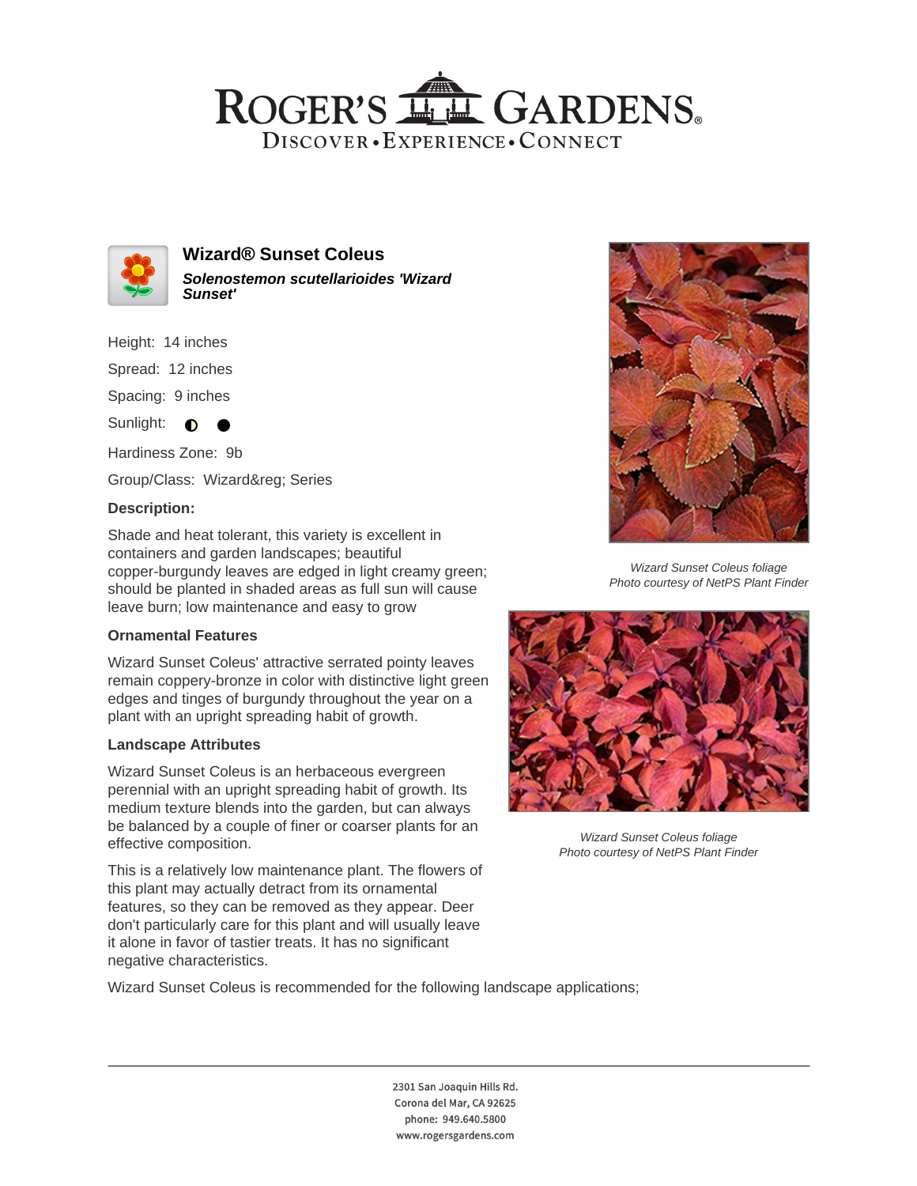# Wizard® Sunset Coleus

***Solenostemon scutellarioides 'Wizard Sunset'***

Height: 14 inches

Spread: 12 inches

Spacing: 9 inches

Sunlight: ◐ ●

Hardiness Zone: 9b

Group/Class: Wizard&reg; Series

### Description:

Shade and heat tolerant, this variety is excellent in containers and garden landscapes; beautiful copper-burgundy leaves are edged in light creamy green; should be planted in shaded areas as full sun will cause leave burn; low maintenance and easy to grow

### Ornamental Features

Wizard Sunset Coleus' attractive serrated pointy leaves remain coppery-bronze in color with distinctive light green edges and tinges of burgundy throughout the year on a plant with an upright spreading habit of growth.

### Landscape Attributes

Wizard Sunset Coleus is an herbaceous evergreen perennial with an upright spreading habit of growth. Its medium texture blends into the garden, but can always be balanced by a couple of finer or coarser plants for an effective composition.

This is a relatively low maintenance plant. The flowers of this plant may actually detract from its ornamental features, so they can be removed as they appear. Deer don't particularly care for this plant and will usually leave it alone in favor of tastier treats. It has no significant negative characteristics.

Wizard Sunset Coleus is recommended for the following landscape applications;

*Wizard Sunset Coleus foliage*
*Photo courtesy of NetPS Plant Finder*

*Wizard Sunset Coleus foliage*
*Photo courtesy of NetPS Plant Finder*

2301 San Joaquin Hills Rd.
Corona del Mar, CA 92625
phone: 949.640.5800
www.rogersgardens.com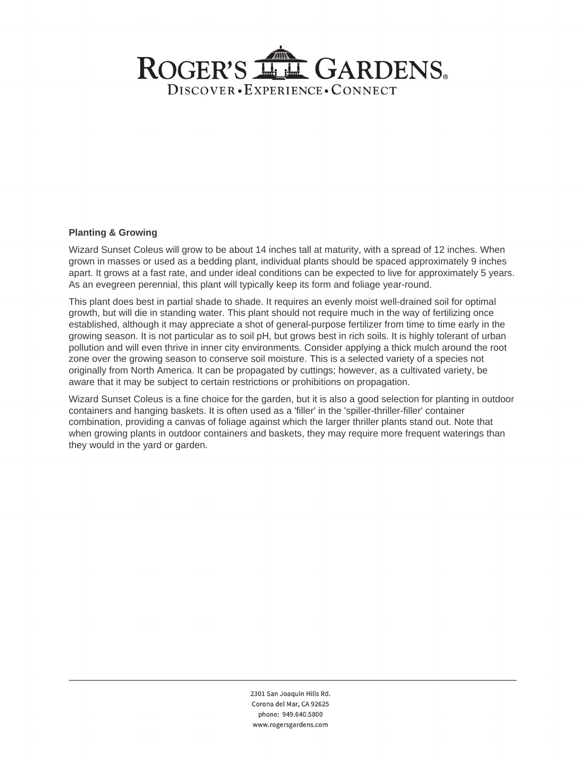**Planting & Growing**

Wizard Sunset Coleus will grow to be about 14 inches tall at maturity, with a spread of 12 inches. When grown in masses or used as a bedding plant, individual plants should be spaced approximately 9 inches apart. It grows at a fast rate, and under ideal conditions can be expected to live for approximately 5 years. As an evegreen perennial, this plant will typically keep its form and foliage year-round.

This plant does best in partial shade to shade. It requires an evenly moist well-drained soil for optimal growth, but will die in standing water. This plant should not require much in the way of fertilizing once established, although it may appreciate a shot of general-purpose fertilizer from time to time early in the growing season. It is not particular as to soil pH, but grows best in rich soils. It is highly tolerant of urban pollution and will even thrive in inner city environments. Consider applying a thick mulch around the root zone over the growing season to conserve soil moisture. This is a selected variety of a species not originally from North America. It can be propagated by cuttings; however, as a cultivated variety, be aware that it may be subject to certain restrictions or prohibitions on propagation.

Wizard Sunset Coleus is a fine choice for the garden, but it is also a good selection for planting in outdoor containers and hanging baskets. It is often used as a 'filler' in the 'spiller-thriller-filler' container combination, providing a canvas of foliage against which the larger thriller plants stand out. Note that when growing plants in outdoor containers and baskets, they may require more frequent waterings than they would in the yard or garden.